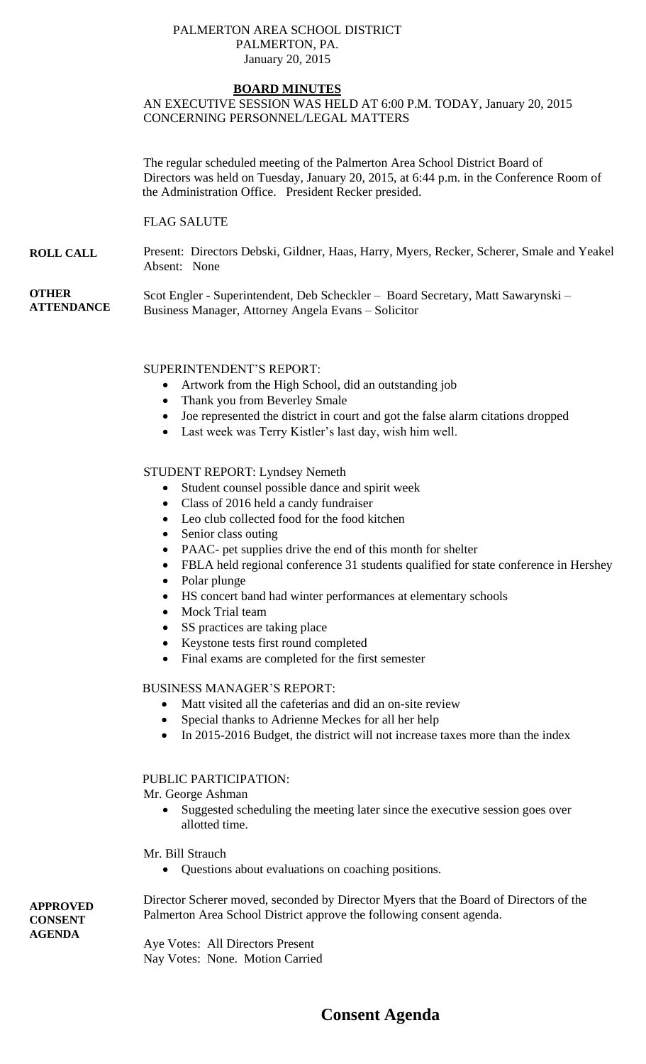PALMERTON AREA SCHOOL DISTRICT
PALMERTON, PA.
January 20, 2015

## BOARD MINUTES

AN EXECUTIVE SESSION WAS HELD AT 6:00 P.M. TODAY, January 20, 2015 CONCERNING PERSONNEL/LEGAL MATTERS

The regular scheduled meeting of the Palmerton Area School District Board of Directors was held on Tuesday, January 20, 2015, at 6:44 p.m. in the Conference Room of the Administration Office. President Recker presided.

FLAG SALUTE

**ROLL CALL**

Present: Directors Debski, Gildner, Haas, Harry, Myers, Recker, Scherer, Smale and Yeakel
Absent: None

**OTHER ATTENDANCE**

Scot Engler - Superintendent, Deb Scheckler – Board Secretary, Matt Sawarynski – Business Manager, Attorney Angela Evans – Solicitor

SUPERINTENDENT'S REPORT:

- Artwork from the High School, did an outstanding job
- Thank you from Beverley Smale
- Joe represented the district in court and got the false alarm citations dropped
- Last week was Terry Kistler's last day, wish him well.

STUDENT REPORT: Lyndsey Nemeth

- Student counsel possible dance and spirit week
- Class of 2016 held a candy fundraiser
- Leo club collected food for the food kitchen
- Senior class outing
- PAAC- pet supplies drive the end of this month for shelter
- FBLA held regional conference 31 students qualified for state conference in Hershey
- Polar plunge
- HS concert band had winter performances at elementary schools
- Mock Trial team
- SS practices are taking place
- Keystone tests first round completed
- Final exams are completed for the first semester

BUSINESS MANAGER'S REPORT:

- Matt visited all the cafeterias and did an on-site review
- Special thanks to Adrienne Meckes for all her help
- In 2015-2016 Budget, the district will not increase taxes more than the index

PUBLIC PARTICIPATION:

Mr. George Ashman

- Suggested scheduling the meeting later since the executive session goes over allotted time.

Mr. Bill Strauch

- Questions about evaluations on coaching positions.

**APPROVED CONSENT AGENDA**

Director Scherer moved, seconded by Director Myers that the Board of Directors of the Palmerton Area School District approve the following consent agenda.

Aye Votes: All Directors Present
Nay Votes: None. Motion Carried

# Consent Agenda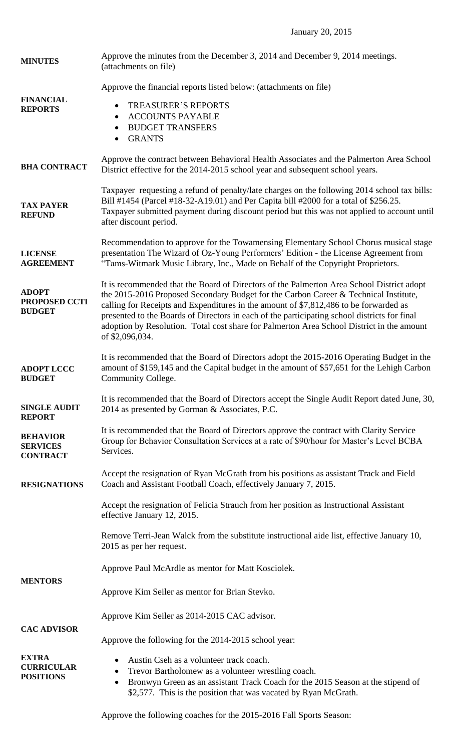January 20, 2015

**MINUTES**

Approve the minutes from the December 3, 2014 and December 9, 2014 meetings. (attachments on file)

**FINANCIAL REPORTS**

Approve the financial reports listed below: (attachments on file)

- TREASURER'S REPORTS
- ACCOUNTS PAYABLE
- BUDGET TRANSFERS
- GRANTS

**BHA CONTRACT**

Approve the contract between Behavioral Health Associates and the Palmerton Area School District effective for the 2014-2015 school year and subsequent school years.

**TAX PAYER REFUND**

Taxpayer requesting a refund of penalty/late charges on the following 2014 school tax bills: Bill #1454 (Parcel #18-32-A19.01) and Per Capita bill #2000 for a total of $256.25. Taxpayer submitted payment during discount period but this was not applied to account until after discount period.

**LICENSE AGREEMENT**

Recommendation to approve for the Towamensing Elementary School Chorus musical stage presentation The Wizard of Oz-Young Performers' Edition - the License Agreement from "Tams-Witmark Music Library, Inc., Made on Behalf of the Copyright Proprietors.

**ADOPT PROPOSED CCTI BUDGET**

It is recommended that the Board of Directors of the Palmerton Area School District adopt the 2015-2016 Proposed Secondary Budget for the Carbon Career & Technical Institute, calling for Receipts and Expenditures in the amount of $7,812,486 to be forwarded as presented to the Boards of Directors in each of the participating school districts for final adoption by Resolution. Total cost share for Palmerton Area School District in the amount of $2,096,034.

**ADOPT LCCC BUDGET**

It is recommended that the Board of Directors adopt the 2015-2016 Operating Budget in the amount of $159,145 and the Capital budget in the amount of $57,651 for the Lehigh Carbon Community College.

**SINGLE AUDIT REPORT**

It is recommended that the Board of Directors accept the Single Audit Report dated June, 30, 2014 as presented by Gorman & Associates, P.C.

**BEHAVIOR SERVICES CONTRACT**

It is recommended that the Board of Directors approve the contract with Clarity Service Group for Behavior Consultation Services at a rate of $90/hour for Master's Level BCBA Services.

**RESIGNATIONS**

Accept the resignation of Ryan McGrath from his positions as assistant Track and Field Coach and Assistant Football Coach, effectively January 7, 2015.

Accept the resignation of Felicia Strauch from her position as Instructional Assistant effective January 12, 2015.

Remove Terri-Jean Walck from the substitute instructional aide list, effective January 10, 2015 as per her request.

**MENTORS**

Approve Paul McArdle as mentor for Matt Kosciolek.

Approve Kim Seiler as mentor for Brian Stevko.

**CAC ADVISOR**

Approve Kim Seiler as 2014-2015 CAC advisor.

**EXTRA CURRICULAR POSITIONS**

Approve the following for the 2014-2015 school year:

- Austin Cseh as a volunteer track coach.
- Trevor Bartholomew as a volunteer wrestling coach.
- Bronwyn Green as an assistant Track Coach for the 2015 Season at the stipend of $2,577. This is the position that was vacated by Ryan McGrath.

Approve the following coaches for the 2015-2016 Fall Sports Season: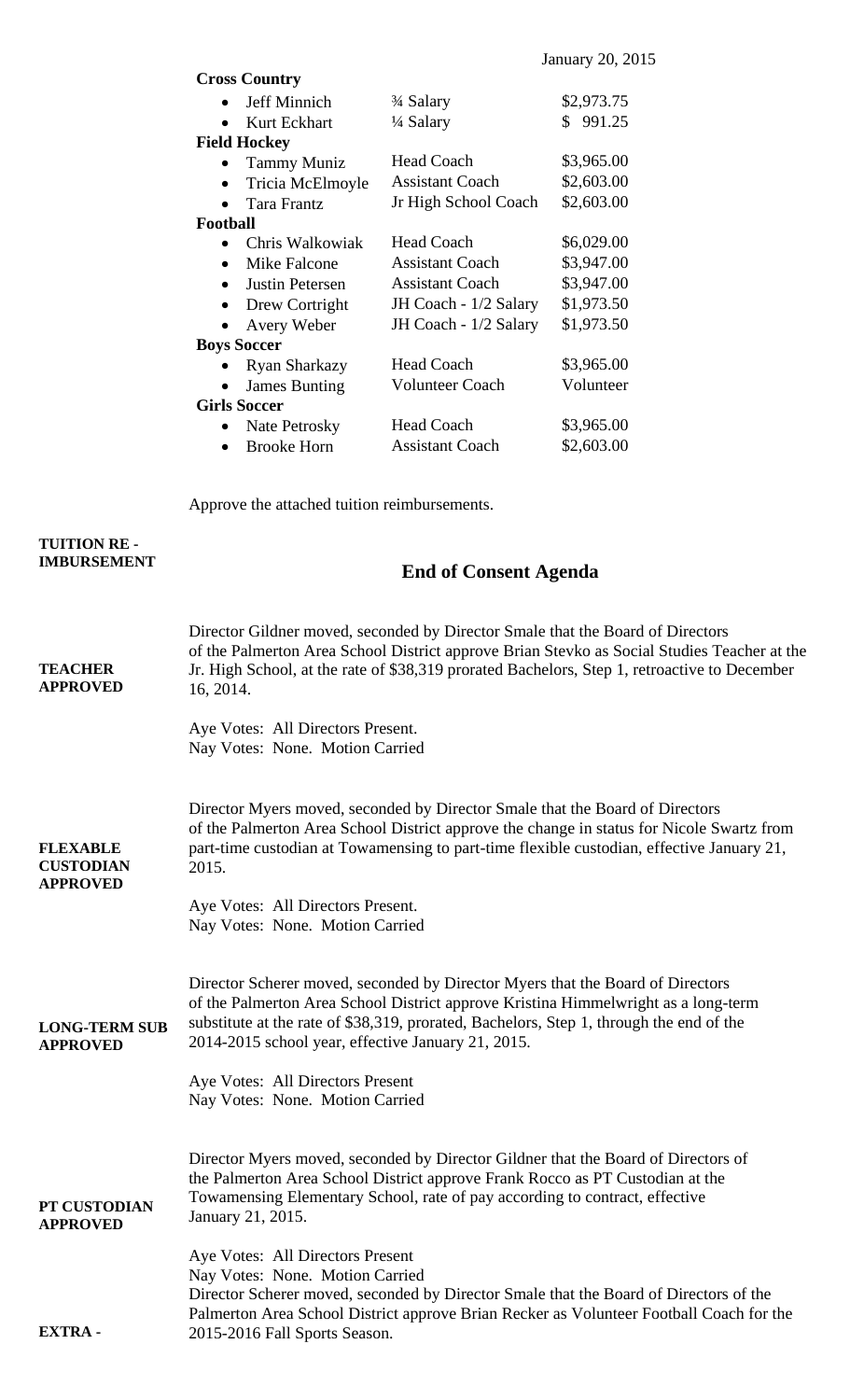January 20, 2015

| | | |
|---|---|---|
| **Cross Country** | | |
| • Jeff Minnich | ¾ Salary | $2,973.75 |
| • Kurt Eckhart | ¼ Salary | $ 991.25 |
| **Field Hockey** | | |
| • Tammy Muniz | Head Coach | $3,965.00 |
| • Tricia McElmoyle | Assistant Coach | $2,603.00 |
| • Tara Frantz | Jr High School Coach | $2,603.00 |
| **Football** | | |
| • Chris Walkowiak | Head Coach | $6,029.00 |
| • Mike Falcone | Assistant Coach | $3,947.00 |
| • Justin Petersen | Assistant Coach | $3,947.00 |
| • Drew Cortright | JH Coach - 1/2 Salary | $1,973.50 |
| • Avery Weber | JH Coach - 1/2 Salary | $1,973.50 |
| **Boys Soccer** | | |
| • Ryan Sharkazy | Head Coach | $3,965.00 |
| • James Bunting | Volunteer Coach | Volunteer |
| **Girls Soccer** | | |
| • Nate Petrosky | Head Coach | $3,965.00 |
| • Brooke Horn | Assistant Coach | $2,603.00 |

**TUITION RE - IMBURSEMENT**

Approve the attached tuition reimbursements.

## End of Consent Agenda

**TEACHER APPROVED**

Director Gildner moved, seconded by Director Smale that the Board of Directors of the Palmerton Area School District approve Brian Stevko as Social Studies Teacher at the Jr. High School, at the rate of $38,319 prorated Bachelors, Step 1, retroactive to December 16, 2014.

Aye Votes: All Directors Present.
Nay Votes: None. Motion Carried

**FLEXABLE CUSTODIAN APPROVED**

Director Myers moved, seconded by Director Smale that the Board of Directors of the Palmerton Area School District approve the change in status for Nicole Swartz from part-time custodian at Towamensing to part-time flexible custodian, effective January 21, 2015.

Aye Votes: All Directors Present.
Nay Votes: None. Motion Carried

**LONG-TERM SUB APPROVED**

Director Scherer moved, seconded by Director Myers that the Board of Directors of the Palmerton Area School District approve Kristina Himmelwright as a long-term substitute at the rate of $38,319, prorated, Bachelors, Step 1, through the end of the 2014-2015 school year, effective January 21, 2015.

Aye Votes: All Directors Present
Nay Votes: None. Motion Carried

**PT CUSTODIAN APPROVED**

Director Myers moved, seconded by Director Gildner that the Board of Directors of the Palmerton Area School District approve Frank Rocco as PT Custodian at the Towamensing Elementary School, rate of pay according to contract, effective January 21, 2015.

Aye Votes: All Directors Present
Nay Votes: None. Motion Carried

**EXTRA -**

Director Scherer moved, seconded by Director Smale that the Board of Directors of the Palmerton Area School District approve Brian Recker as Volunteer Football Coach for the 2015-2016 Fall Sports Season.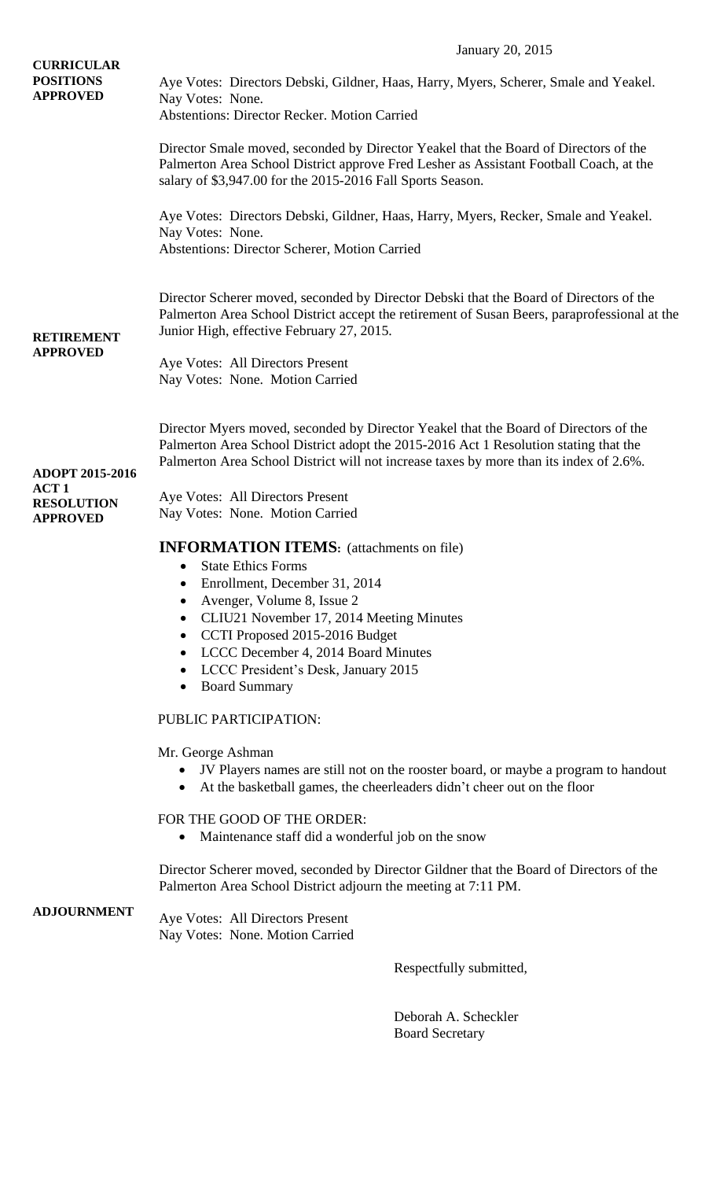January 20, 2015

**CURRICULAR POSITIONS APPROVED**

Aye Votes: Directors Debski, Gildner, Haas, Harry, Myers, Scherer, Smale and Yeakel.
Nay Votes: None.
Abstentions: Director Recker. Motion Carried

Director Smale moved, seconded by Director Yeakel that the Board of Directors of the Palmerton Area School District approve Fred Lesher as Assistant Football Coach, at the salary of $3,947.00 for the 2015-2016 Fall Sports Season.

Aye Votes: Directors Debski, Gildner, Haas, Harry, Myers, Recker, Smale and Yeakel.
Nay Votes: None.
Abstentions: Director Scherer, Motion Carried

**RETIREMENT APPROVED**

Director Scherer moved, seconded by Director Debski that the Board of Directors of the Palmerton Area School District accept the retirement of Susan Beers, paraprofessional at the Junior High, effective February 27, 2015.

Aye Votes: All Directors Present
Nay Votes: None. Motion Carried

**ADOPT 2015-2016 ACT 1 RESOLUTION APPROVED**

Director Myers moved, seconded by Director Yeakel that the Board of Directors of the Palmerton Area School District adopt the 2015-2016 Act 1 Resolution stating that the Palmerton Area School District will not increase taxes by more than its index of 2.6%.

Aye Votes: All Directors Present
Nay Votes: None. Motion Carried

**INFORMATION ITEMS:** (attachments on file)

- State Ethics Forms
- Enrollment, December 31, 2014
- Avenger, Volume 8, Issue 2
- CLIU21 November 17, 2014 Meeting Minutes
- CCTI Proposed 2015-2016 Budget
- LCCC December 4, 2014 Board Minutes
- LCCC President's Desk, January 2015
- Board Summary

PUBLIC PARTICIPATION:

Mr. George Ashman

- JV Players names are still not on the rooster board, or maybe a program to handout
- At the basketball games, the cheerleaders didn't cheer out on the floor

FOR THE GOOD OF THE ORDER:

- Maintenance staff did a wonderful job on the snow

**ADJOURNMENT**

Director Scherer moved, seconded by Director Gildner that the Board of Directors of the Palmerton Area School District adjourn the meeting at 7:11 PM.

Aye Votes: All Directors Present
Nay Votes: None. Motion Carried

Respectfully submitted,

Deborah A. Scheckler
Board Secretary